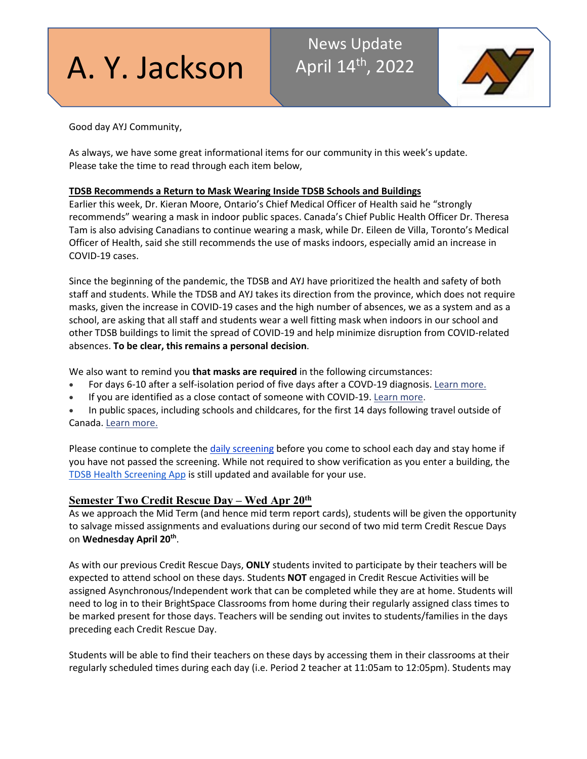# A. Y. Jackson

News Update
April 14th, 2022

Good day AYJ Community,

As always, we have some great informational items for our community in this week's update. Please take the time to read through each item below,

## TDSB Recommends a Return to Mask Wearing Inside TDSB Schools and Buildings

Earlier this week, Dr. Kieran Moore, Ontario's Chief Medical Officer of Health said he "strongly recommends" wearing a mask in indoor public spaces. Canada's Chief Public Health Officer Dr. Theresa Tam is also advising Canadians to continue wearing a mask, while Dr. Eileen de Villa, Toronto's Medical Officer of Health, said she still recommends the use of masks indoors, especially amid an increase in COVID-19 cases.

Since the beginning of the pandemic, the TDSB and AYJ have prioritized the health and safety of both staff and students. While the TDSB and AYJ takes its direction from the province, which does not require masks, given the increase in COVID-19 cases and the high number of absences, we as a system and as a school, are asking that all staff and students wear a well fitting mask when indoors in our school and other TDSB buildings to limit the spread of COVID-19 and help minimize disruption from COVID-related absences. **To be clear, this remains a personal decision**.

We also want to remind you **that masks are required** in the following circumstances:

- For days 6-10 after a self-isolation period of five days after a COVD-19 diagnosis. Learn more.
- If you are identified as a close contact of someone with COVID-19. Learn more.
- In public spaces, including schools and childcares, for the first 14 days following travel outside of Canada. Learn more.

Please continue to complete the daily screening before you come to school each day and stay home if you have not passed the screening. While not required to show verification as you enter a building, the TDSB Health Screening App is still updated and available for your use.

## Semester Two Credit Rescue Day – Wed Apr 20th

As we approach the Mid Term (and hence mid term report cards), students will be given the opportunity to salvage missed assignments and evaluations during our second of two mid term Credit Rescue Days on **Wednesday April 20th**.

As with our previous Credit Rescue Days, **ONLY** students invited to participate by their teachers will be expected to attend school on these days. Students **NOT** engaged in Credit Rescue Activities will be assigned Asynchronous/Independent work that can be completed while they are at home. Students will need to log in to their BrightSpace Classrooms from home during their regularly assigned class times to be marked present for those days. Teachers will be sending out invites to students/families in the days preceding each Credit Rescue Day.

Students will be able to find their teachers on these days by accessing them in their classrooms at their regularly scheduled times during each day (i.e. Period 2 teacher at 11:05am to 12:05pm). Students may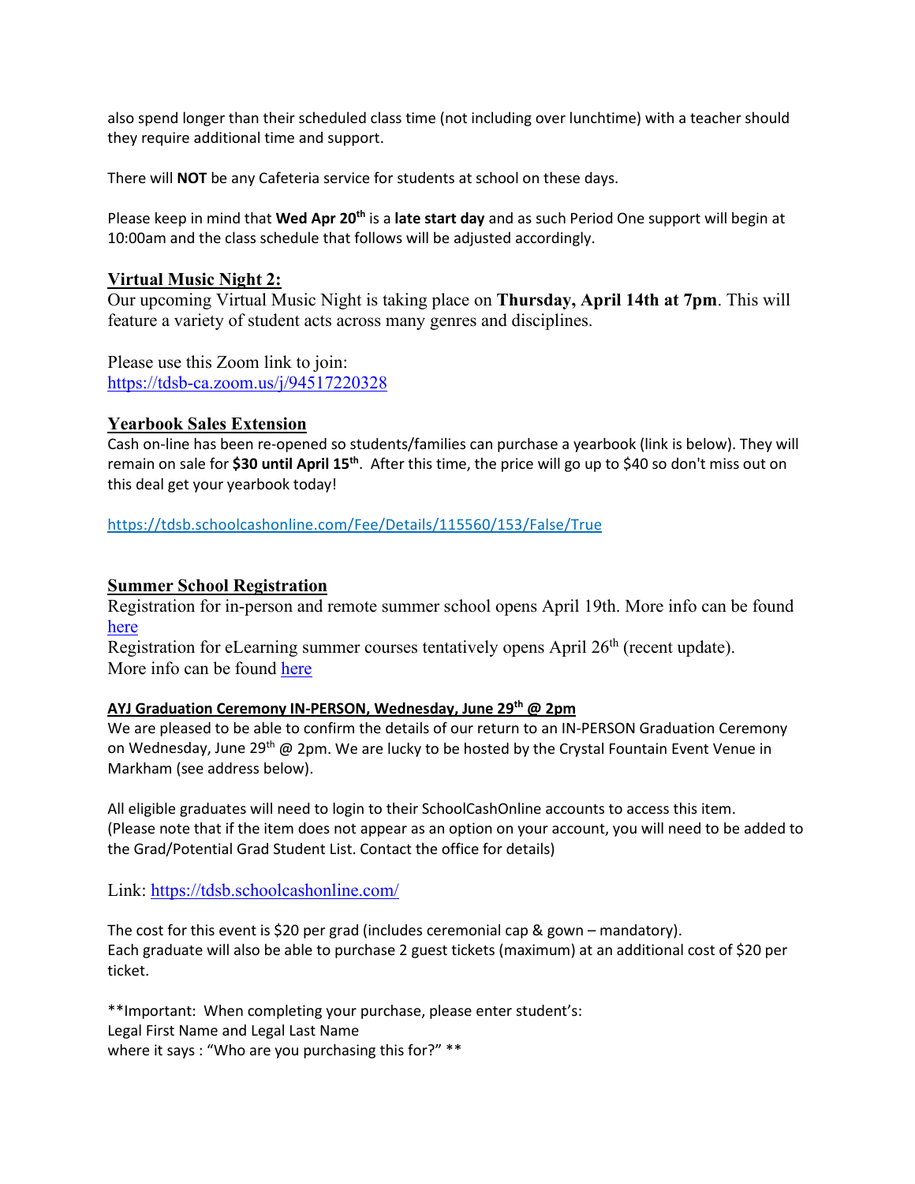also spend longer than their scheduled class time (not including over lunchtime) with a teacher should they require additional time and support.

There will **NOT** be any Cafeteria service for students at school on these days.

Please keep in mind that **Wed Apr 20th** is a **late start day** and as such Period One support will begin at 10:00am and the class schedule that follows will be adjusted accordingly.

## Virtual Music Night 2:

Our upcoming Virtual Music Night is taking place on **Thursday, April 14th at 7pm**. This will feature a variety of student acts across many genres and disciplines.

Please use this Zoom link to join:
https://tdsb-ca.zoom.us/j/94517220328

## Yearbook Sales Extension

Cash on-line has been re-opened so students/families can purchase a yearbook (link is below). They will remain on sale for **$30 until April 15th**. After this time, the price will go up to $40 so don't miss out on this deal get your yearbook today!

https://tdsb.schoolcashonline.com/Fee/Details/115560/153/False/True

## Summer School Registration

Registration for in-person and remote summer school opens April 19th. More info can be found here

Registration for eLearning summer courses tentatively opens April 26th (recent update). More info can be found here

### AYJ Graduation Ceremony IN-PERSON, Wednesday, June 29th @ 2pm

We are pleased to be able to confirm the details of our return to an IN-PERSON Graduation Ceremony on Wednesday, June 29th @ 2pm. We are lucky to be hosted by the Crystal Fountain Event Venue in Markham (see address below).

All eligible graduates will need to login to their SchoolCashOnline accounts to access this item. (Please note that if the item does not appear as an option on your account, you will need to be added to the Grad/Potential Grad Student List. Contact the office for details)

Link: https://tdsb.schoolcashonline.com/

The cost for this event is $20 per grad (includes ceremonial cap & gown – mandatory).
Each graduate will also be able to purchase 2 guest tickets (maximum) at an additional cost of $20 per ticket.

**Important: When completing your purchase, please enter student's:
Legal First Name and Legal Last Name
where it says : "Who are you purchasing this for?" **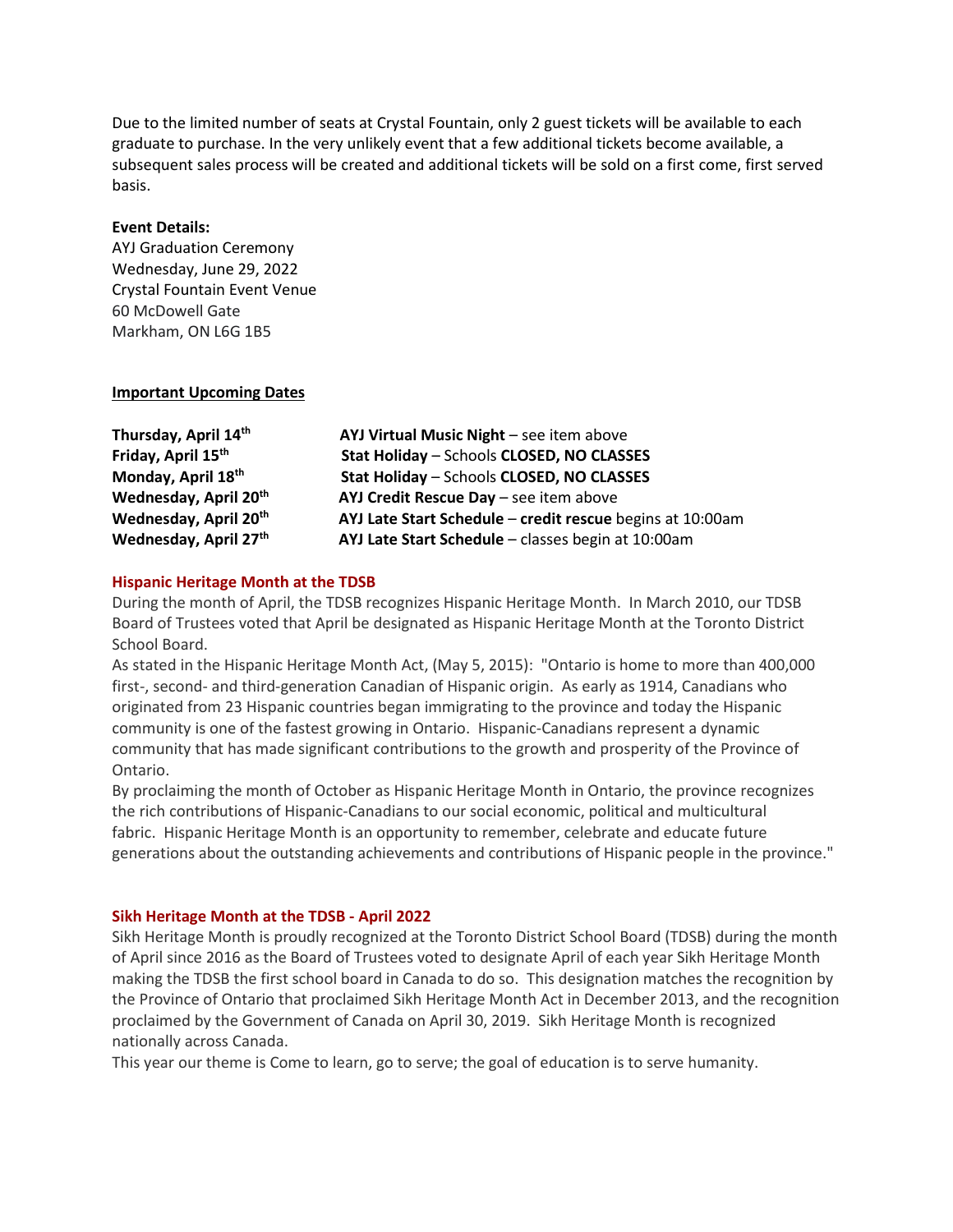Due to the limited number of seats at Crystal Fountain, only 2 guest tickets will be available to each graduate to purchase. In the very unlikely event that a few additional tickets become available, a subsequent sales process will be created and additional tickets will be sold on a first come, first served basis.

**Event Details:**
AYJ Graduation Ceremony
Wednesday, June 29, 2022
Crystal Fountain Event Venue
60 McDowell Gate
Markham, ON L6G 1B5

**Important Upcoming Dates**

| | |
|---|---|
| **Thursday, April 14th** | **AYJ Virtual Music Night** – see item above |
| **Friday, April 15th** | **Stat Holiday** – Schools **CLOSED, NO CLASSES** |
| **Monday, April 18th** | **Stat Holiday** – Schools **CLOSED, NO CLASSES** |
| **Wednesday, April 20th** | **AYJ Credit Rescue Day** – see item above |
| **Wednesday, April 20th** | **AYJ Late Start Schedule** – **credit rescue** begins at 10:00am |
| **Wednesday, April 27th** | **AYJ Late Start Schedule** – classes begin at 10:00am |

### Hispanic Heritage Month at the TDSB

During the month of April, the TDSB recognizes Hispanic Heritage Month. In March 2010, our TDSB Board of Trustees voted that April be designated as Hispanic Heritage Month at the Toronto District School Board.

As stated in the Hispanic Heritage Month Act, (May 5, 2015): "Ontario is home to more than 400,000 first-, second- and third-generation Canadian of Hispanic origin. As early as 1914, Canadians who originated from 23 Hispanic countries began immigrating to the province and today the Hispanic community is one of the fastest growing in Ontario. Hispanic-Canadians represent a dynamic community that has made significant contributions to the growth and prosperity of the Province of Ontario.

By proclaiming the month of October as Hispanic Heritage Month in Ontario, the province recognizes the rich contributions of Hispanic-Canadians to our social economic, political and multicultural fabric. Hispanic Heritage Month is an opportunity to remember, celebrate and educate future generations about the outstanding achievements and contributions of Hispanic people in the province."

### Sikh Heritage Month at the TDSB - April 2022

Sikh Heritage Month is proudly recognized at the Toronto District School Board (TDSB) during the month of April since 2016 as the Board of Trustees voted to designate April of each year Sikh Heritage Month making the TDSB the first school board in Canada to do so. This designation matches the recognition by the Province of Ontario that proclaimed Sikh Heritage Month Act in December 2013, and the recognition proclaimed by the Government of Canada on April 30, 2019. Sikh Heritage Month is recognized nationally across Canada.

This year our theme is Come to learn, go to serve; the goal of education is to serve humanity.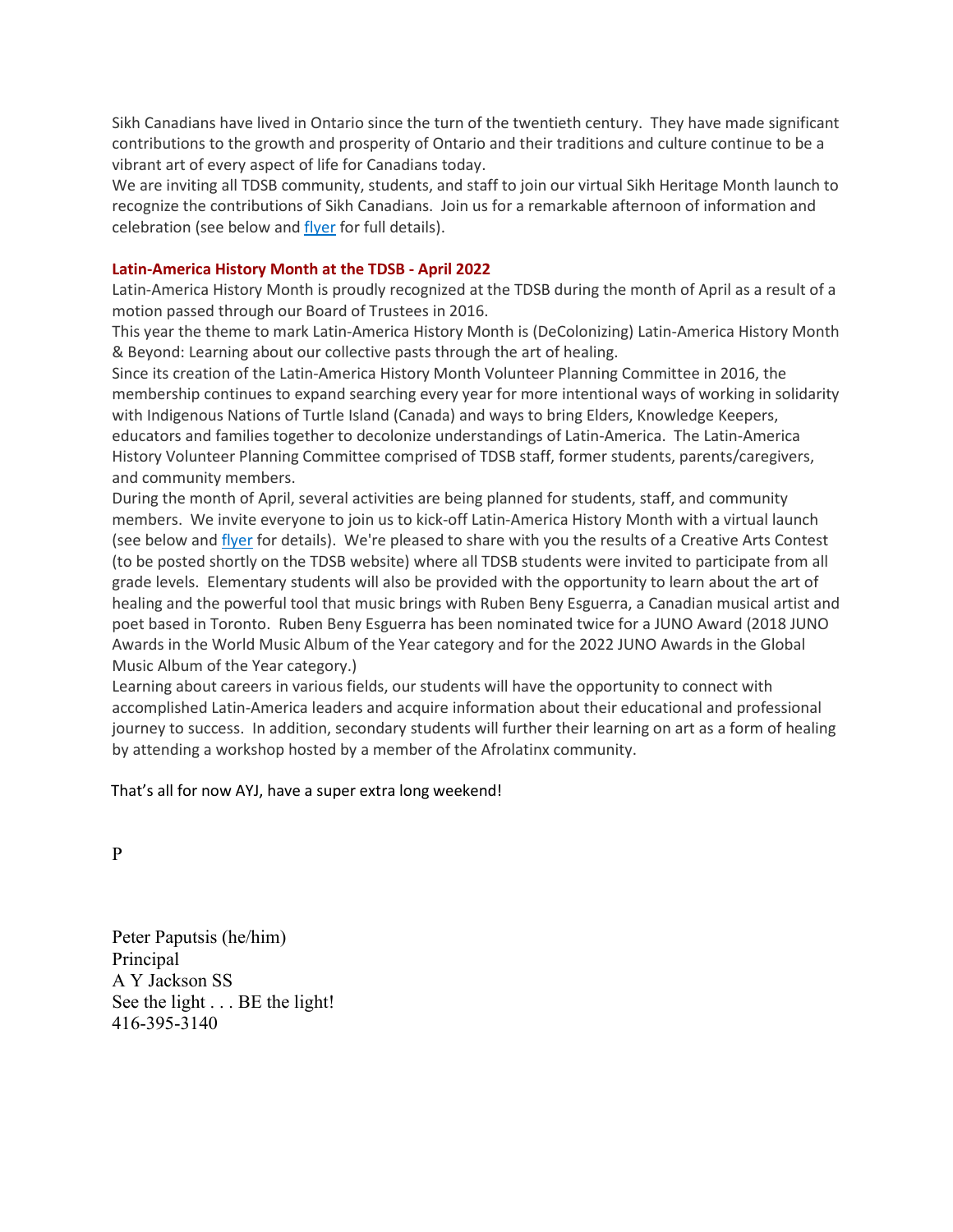Sikh Canadians have lived in Ontario since the turn of the twentieth century. They have made significant contributions to the growth and prosperity of Ontario and their traditions and culture continue to be a vibrant art of every aspect of life for Canadians today.

We are inviting all TDSB community, students, and staff to join our virtual Sikh Heritage Month launch to recognize the contributions of Sikh Canadians. Join us for a remarkable afternoon of information and celebration (see below and flyer for full details).

**Latin-America History Month at the TDSB - April 2022**

Latin-America History Month is proudly recognized at the TDSB during the month of April as a result of a motion passed through our Board of Trustees in 2016.

This year the theme to mark Latin-America History Month is (DeColonizing) Latin-America History Month & Beyond: Learning about our collective pasts through the art of healing.

Since its creation of the Latin-America History Month Volunteer Planning Committee in 2016, the membership continues to expand searching every year for more intentional ways of working in solidarity with Indigenous Nations of Turtle Island (Canada) and ways to bring Elders, Knowledge Keepers, educators and families together to decolonize understandings of Latin-America. The Latin-America History Volunteer Planning Committee comprised of TDSB staff, former students, parents/caregivers, and community members.

During the month of April, several activities are being planned for students, staff, and community members. We invite everyone to join us to kick-off Latin-America History Month with a virtual launch (see below and flyer for details). We're pleased to share with you the results of a Creative Arts Contest (to be posted shortly on the TDSB website) where all TDSB students were invited to participate from all grade levels. Elementary students will also be provided with the opportunity to learn about the art of healing and the powerful tool that music brings with Ruben Beny Esguerra, a Canadian musical artist and poet based in Toronto. Ruben Beny Esguerra has been nominated twice for a JUNO Award (2018 JUNO Awards in the World Music Album of the Year category and for the 2022 JUNO Awards in the Global Music Album of the Year category.)

Learning about careers in various fields, our students will have the opportunity to connect with accomplished Latin-America leaders and acquire information about their educational and professional journey to success. In addition, secondary students will further their learning on art as a form of healing by attending a workshop hosted by a member of the Afrolatinx community.

That's all for now AYJ, have a super extra long weekend!

P

Peter Paputsis (he/him)
Principal
A Y Jackson SS
See the light . . . BE the light!
416-395-3140